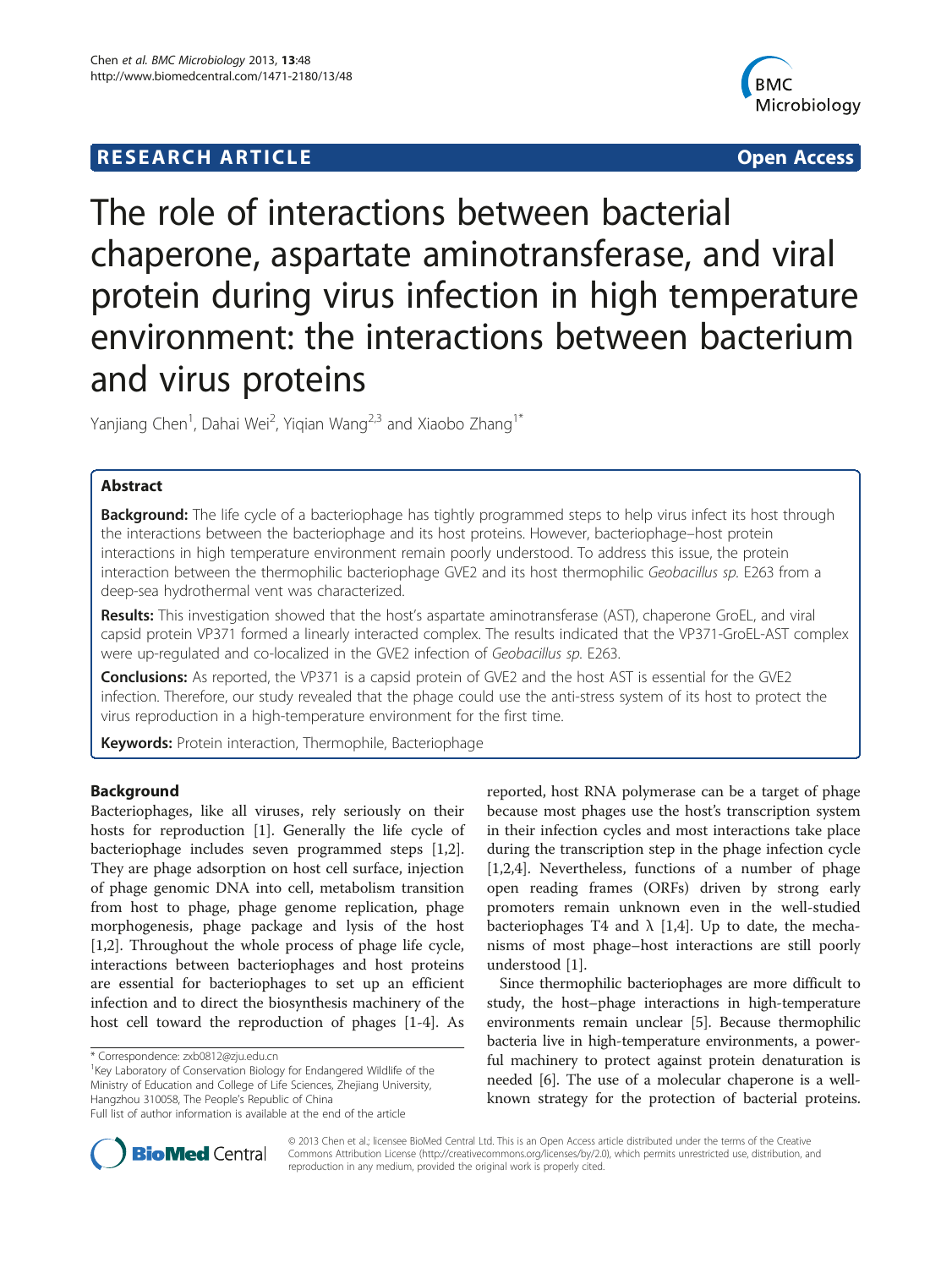**RESEARCH ARTICLE** **Open Access**

# The role of interactions between bacterial chaperone, aspartate aminotransferase, and viral protein during virus infection in high temperature environment: the interactions between bacterium and virus proteins

Yanjiang Chen[1], Dahai Wei[2], Yiqian Wang[2,3] and Xiaobo Zhang[1*]

## Abstract

**Background:** The life cycle of a bacteriophage has tightly programmed steps to help virus infect its host through the interactions between the bacteriophage and its host proteins. However, bacteriophage–host protein interactions in high temperature environment remain poorly understood. To address this issue, the protein interaction between the thermophilic bacteriophage GVE2 and its host thermophilic *Geobacillus sp.* E263 from a deep-sea hydrothermal vent was characterized.

**Results:** This investigation showed that the host's aspartate aminotransferase (AST), chaperone GroEL, and viral capsid protein VP371 formed a linearly interacted complex. The results indicated that the VP371-GroEL-AST complex were up-regulated and co-localized in the GVE2 infection of *Geobacillus sp.* E263.

**Conclusions:** As reported, the VP371 is a capsid protein of GVE2 and the host AST is essential for the GVE2 infection. Therefore, our study revealed that the phage could use the anti-stress system of its host to protect the virus reproduction in a high-temperature environment for the first time.

**Keywords:** Protein interaction, Thermophile, Bacteriophage

## Background

Bacteriophages, like all viruses, rely seriously on their hosts for reproduction [1]. Generally the life cycle of bacteriophage includes seven programmed steps [1,2]. They are phage adsorption on host cell surface, injection of phage genomic DNA into cell, metabolism transition from host to phage, phage genome replication, phage morphogenesis, phage package and lysis of the host [1,2]. Throughout the whole process of phage life cycle, interactions between bacteriophages and host proteins are essential for bacteriophages to set up an efficient infection and to direct the biosynthesis machinery of the host cell toward the reproduction of phages [1-4]. As reported, host RNA polymerase can be a target of phage because most phages use the host's transcription system in their infection cycles and most interactions take place during the transcription step in the phage infection cycle [1,2,4]. Nevertheless, functions of a number of phage open reading frames (ORFs) driven by strong early promoters remain unknown even in the well-studied bacteriophages T4 and λ [1,4]. Up to date, the mechanisms of most phage–host interactions are still poorly understood [1].

Since thermophilic bacteriophages are more difficult to study, the host–phage interactions in high-temperature environments remain unclear [5]. Because thermophilic bacteria live in high-temperature environments, a powerful machinery to protect against protein denaturation is needed [6]. The use of a molecular chaperone is a well-known strategy for the protection of bacterial proteins.

\* Correspondence: zxb0812@zju.edu.cn
[1]Key Laboratory of Conservation Biology for Endangered Wildlife of the Ministry of Education and College of Life Sciences, Zhejiang University, Hangzhou 310058, The People's Republic of China
Full list of author information is available at the end of the article

© 2013 Chen et al.; licensee BioMed Central Ltd. This is an Open Access article distributed under the terms of the Creative Commons Attribution License (http://creativecommons.org/licenses/by/2.0), which permits unrestricted use, distribution, and reproduction in any medium, provided the original work is properly cited.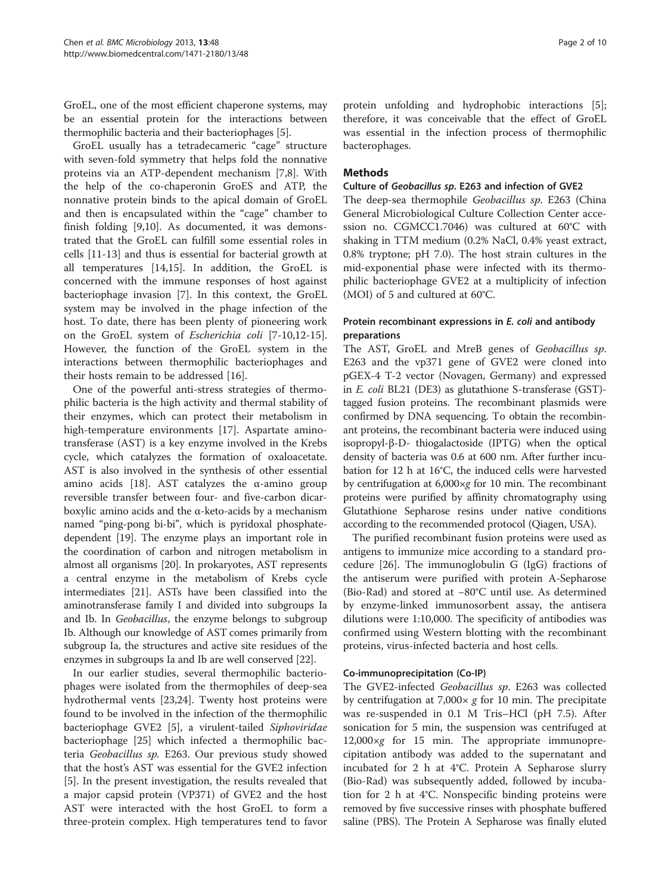GroEL, one of the most efficient chaperone systems, may be an essential protein for the interactions between thermophilic bacteria and their bacteriophages [5].

GroEL usually has a tetradecameric "cage" structure with seven-fold symmetry that helps fold the nonnative proteins via an ATP-dependent mechanism [7,8]. With the help of the co-chaperonin GroES and ATP, the nonnative protein binds to the apical domain of GroEL and then is encapsulated within the "cage" chamber to finish folding [9,10]. As documented, it was demonstrated that the GroEL can fulfill some essential roles in cells [11-13] and thus is essential for bacterial growth at all temperatures [14,15]. In addition, the GroEL is concerned with the immune responses of host against bacteriophage invasion [7]. In this context, the GroEL system may be involved in the phage infection of the host. To date, there has been plenty of pioneering work on the GroEL system of *Escherichia coli* [7-10,12-15]. However, the function of the GroEL system in the interactions between thermophilic bacteriophages and their hosts remain to be addressed [16].

One of the powerful anti-stress strategies of thermophilic bacteria is the high activity and thermal stability of their enzymes, which can protect their metabolism in high-temperature environments [17]. Aspartate aminotransferase (AST) is a key enzyme involved in the Krebs cycle, which catalyzes the formation of oxaloacetate. AST is also involved in the synthesis of other essential amino acids [18]. AST catalyzes the α-amino group reversible transfer between four- and five-carbon dicarboxylic amino acids and the α-keto-acids by a mechanism named "ping-pong bi-bi", which is pyridoxal phosphate-dependent [19]. The enzyme plays an important role in the coordination of carbon and nitrogen metabolism in almost all organisms [20]. In prokaryotes, AST represents a central enzyme in the metabolism of Krebs cycle intermediates [21]. ASTs have been classified into the aminotransferase family I and divided into subgroups Ia and Ib. In *Geobacillus*, the enzyme belongs to subgroup Ib. Although our knowledge of AST comes primarily from subgroup Ia, the structures and active site residues of the enzymes in subgroups Ia and Ib are well conserved [22].

In our earlier studies, several thermophilic bacteriophages were isolated from the thermophiles of deep-sea hydrothermal vents [23,24]. Twenty host proteins were found to be involved in the infection of the thermophilic bacteriophage GVE2 [5], a virulent-tailed *Siphoviridae* bacteriophage [25] which infected a thermophilic bacteria *Geobacillus sp.* E263. Our previous study showed that the host's AST was essential for the GVE2 infection [5]. In the present investigation, the results revealed that a major capsid protein (VP371) of GVE2 and the host AST were interacted with the host GroEL to form a three-protein complex. High temperatures tend to favor protein unfolding and hydrophobic interactions [5]; therefore, it was conceivable that the effect of GroEL was essential in the infection process of thermophilic bacterophages.

## Methods

### Culture of *Geobacillus sp.* E263 and infection of GVE2

The deep-sea thermophile *Geobacillus sp.* E263 (China General Microbiological Culture Collection Center accession no. CGMCC1.7046) was cultured at 60°C with shaking in TTM medium (0.2% NaCl, 0.4% yeast extract, 0.8% tryptone; pH 7.0). The host strain cultures in the mid-exponential phase were infected with its thermophilic bacteriophage GVE2 at a multiplicity of infection (MOI) of 5 and cultured at 60°C.

### Protein recombinant expressions in *E. coli* and antibody preparations

The AST, GroEL and MreB genes of *Geobacillus sp.* E263 and the vp371 gene of GVE2 were cloned into pGEX-4 T-2 vector (Novagen, Germany) and expressed in *E. coli* BL21 (DE3) as glutathione S-transferase (GST)-tagged fusion proteins. The recombinant plasmids were confirmed by DNA sequencing. To obtain the recombinant proteins, the recombinant bacteria were induced using isopropyl-β-D- thiogalactoside (IPTG) when the optical density of bacteria was 0.6 at 600 nm. After further incubation for 12 h at 16°C, the induced cells were harvested by centrifugation at 6,000×*g* for 10 min. The recombinant proteins were purified by affinity chromatography using Glutathione Sepharose resins under native conditions according to the recommended protocol (Qiagen, USA).

The purified recombinant fusion proteins were used as antigens to immunize mice according to a standard procedure [26]. The immunoglobulin G (IgG) fractions of the antiserum were purified with protein A-Sepharose (Bio-Rad) and stored at −80°C until use. As determined by enzyme-linked immunosorbent assay, the antisera dilutions were 1:10,000. The specificity of antibodies was confirmed using Western blotting with the recombinant proteins, virus-infected bacteria and host cells.

### Co-immunoprecipitation (Co-IP)

The GVE2-infected *Geobacillus sp.* E263 was collected by centrifugation at 7,000× *g* for 10 min. The precipitate was re-suspended in 0.1 M Tris–HCl (pH 7.5). After sonication for 5 min, the suspension was centrifuged at 12,000×*g* for 15 min. The appropriate immunoprecipitation antibody was added to the supernatant and incubated for 2 h at 4°C. Protein A Sepharose slurry (Bio-Rad) was subsequently added, followed by incubation for 2 h at 4°C. Nonspecific binding proteins were removed by five successive rinses with phosphate buffered saline (PBS). The Protein A Sepharose was finally eluted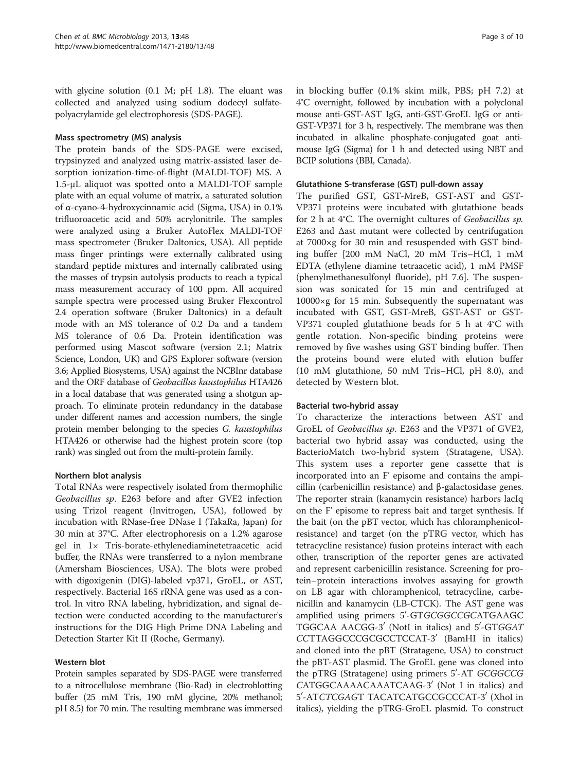with glycine solution (0.1 M; pH 1.8). The eluant was collected and analyzed using sodium dodecyl sulfate-polyacrylamide gel electrophoresis (SDS-PAGE).

### Mass spectrometry (MS) analysis

The protein bands of the SDS-PAGE were excised, trypsinyzed and analyzed using matrix-assisted laser desorption ionization-time-of-flight (MALDI-TOF) MS. A 1.5-μL aliquot was spotted onto a MALDI-TOF sample plate with an equal volume of matrix, a saturated solution of α-cyano-4-hydroxycinnamic acid (Sigma, USA) in 0.1% trifluoroacetic acid and 50% acrylonitrile. The samples were analyzed using a Bruker AutoFlex MALDI-TOF mass spectrometer (Bruker Daltonics, USA). All peptide mass finger printings were externally calibrated using standard peptide mixtures and internally calibrated using the masses of trypsin autolysis products to reach a typical mass measurement accuracy of 100 ppm. All acquired sample spectra were processed using Bruker Flexcontrol 2.4 operation software (Bruker Daltonics) in a default mode with an MS tolerance of 0.2 Da and a tandem MS tolerance of 0.6 Da. Protein identification was performed using Mascot software (version 2.1; Matrix Science, London, UK) and GPS Explorer software (version 3.6; Applied Biosystems, USA) against the NCBInr database and the ORF database of *Geobacillus kaustophilus* HTA426 in a local database that was generated using a shotgun approach. To eliminate protein redundancy in the database under different names and accession numbers, the single protein member belonging to the species *G. kaustophilus* HTA426 or otherwise had the highest protein score (top rank) was singled out from the multi-protein family.

### Northern blot analysis

Total RNAs were respectively isolated from thermophilic *Geobacillus sp.* E263 before and after GVE2 infection using Trizol reagent (Invitrogen, USA), followed by incubation with RNase-free DNase I (TakaRa, Japan) for 30 min at 37°C. After electrophoresis on a 1.2% agarose gel in 1× Tris-borate-ethylenediaminetetraacetic acid buffer, the RNAs were transferred to a nylon membrane (Amersham Biosciences, USA). The blots were probed with digoxigenin (DIG)-labeled vp371, GroEL, or AST, respectively. Bacterial 16S rRNA gene was used as a control. In vitro RNA labeling, hybridization, and signal detection were conducted according to the manufacturer's instructions for the DIG High Prime DNA Labeling and Detection Starter Kit II (Roche, Germany).

### Western blot

Protein samples separated by SDS-PAGE were transferred to a nitrocellulose membrane (Bio-Rad) in electroblotting buffer (25 mM Tris, 190 mM glycine, 20% methanol; pH 8.5) for 70 min. The resulting membrane was immersed in blocking buffer (0.1% skim milk, PBS; pH 7.2) at 4°C overnight, followed by incubation with a polyclonal mouse anti-GST-AST IgG, anti-GST-GroEL IgG or anti-GST-VP371 for 3 h, respectively. The membrane was then incubated in alkaline phosphate-conjugated goat anti-mouse IgG (Sigma) for 1 h and detected using NBT and BCIP solutions (BBI, Canada).

### Glutathione S-transferase (GST) pull-down assay

The purified GST, GST-MreB, GST-AST and GST-VP371 proteins were incubated with glutathione beads for 2 h at 4°C. The overnight cultures of *Geobacillus sp.* E263 and Δast mutant were collected by centrifugation at 7000×g for 30 min and resuspended with GST binding buffer [200 mM NaCl, 20 mM Tris–HCl, 1 mM EDTA (ethylene diamine tetraacetic acid), 1 mM PMSF (phenylmethanesulfonyl fluoride), pH 7.6]. The suspension was sonicated for 15 min and centrifuged at 10000×g for 15 min. Subsequently the supernatant was incubated with GST, GST-MreB, GST-AST or GST-VP371 coupled glutathione beads for 5 h at 4°C with gentle rotation. Non-specific binding proteins were removed by five washes using GST binding buffer. Then the proteins bound were eluted with elution buffer (10 mM glutathione, 50 mM Tris–HCl, pH 8.0), and detected by Western blot.

### Bacterial two-hybrid assay

To characterize the interactions between AST and GroEL of *Geobacillus sp.* E263 and the VP371 of GVE2, bacterial two hybrid assay was conducted, using the BacterioMatch two-hybrid system (Stratagene, USA). This system uses a reporter gene cassette that is incorporated into an F′ episome and contains the ampicillin (carbenicillin resistance) and β-galactosidase genes. The reporter strain (kanamycin resistance) harbors lacIq on the F′ episome to repress bait and target synthesis. If the bait (on the pBT vector, which has chloramphenicol-resistance) and target (on the pTRG vector, which has tetracycline resistance) fusion proteins interact with each other, transcription of the reporter genes are activated and represent carbenicillin resistance. Screening for protein–protein interactions involves assaying for growth on LB agar with chloramphenicol, tetracycline, carbenicillin and kanamycin (LB-CTCK). The AST gene was amplified using primers 5′-GT*GCGGCCGC*ATGAAGC TGGCAA AACGG-3′ (NotI in italics) and 5′-GT*GGAT CC*TTAGGCCCGCGCCTCCAT-3′ (BamHI in italics) and cloned into the pBT (Stratagene, USA) to construct the pBT-AST plasmid. The GroEL gene was cloned into the pTRG (Stratagene) using primers 5′-AT *GCGGCCG C*ATGGCAAAACAAATCAAG-3′ (Not I in italics) and 5′-AT*CTCGAG*T TACATCATGCCGCCCAT-3′ (XhoI in italics), yielding the pTRG-GroEL plasmid. To construct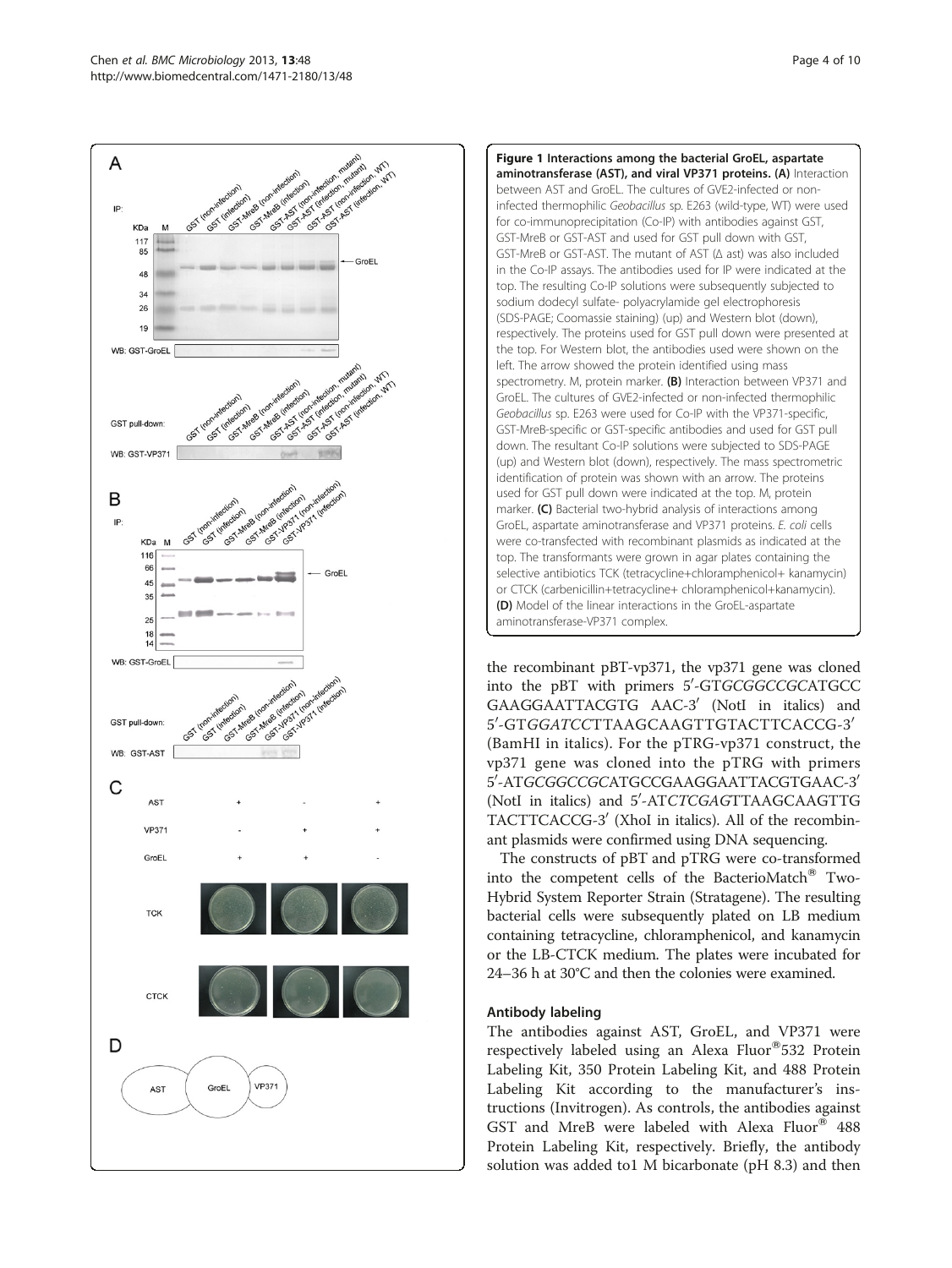**Figure 1 Interactions among the bacterial GroEL, aspartate aminotransferase (AST), and viral VP371 proteins. (A)** Interaction between AST and GroEL. The cultures of GVE2-infected or non-infected thermophilic *Geobacillus* sp. E263 (wild-type, WT) were used for co-immunoprecipitation (Co-IP) with antibodies against GST, GST-MreB or GST-AST and used for GST pull down with GST, GST-MreB or GST-AST. The mutant of AST (Δ ast) was also included in the Co-IP assays. The antibodies used for IP were indicated at the top. The resulting Co-IP solutions were subsequently subjected to sodium dodecyl sulfate- polyacrylamide gel electrophoresis (SDS-PAGE; Coomassie staining) (up) and Western blot (down), respectively. The proteins used for GST pull down were presented at the top. For Western blot, the antibodies used were shown on the left. The arrow showed the protein identified using mass spectrometry. M, protein marker. **(B)** Interaction between VP371 and GroEL. The cultures of GVE2-infected or non-infected thermophilic *Geobacillus* sp. E263 were used for Co-IP with the VP371-specific, GST-MreB-specific or GST-specific antibodies and used for GST pull down. The resultant Co-IP solutions were subjected to SDS-PAGE (up) and Western blot (down), respectively. The mass spectrometric identification of protein was shown with an arrow. The proteins used for GST pull down were indicated at the top. M, protein marker. **(C)** Bacterial two-hybrid analysis of interactions among GroEL, aspartate aminotransferase and VP371 proteins. *E. coli* cells were co-transfected with recombinant plasmids as indicated at the top. The transformants were grown in agar plates containing the selective antibiotics TCK (tetracycline+chloramphenicol+ kanamycin) or CTCK (carbenicillin+tetracycline+ chloramphenicol+kanamycin). **(D)** Model of the linear interactions in the GroEL-aspartate aminotransferase-VP371 complex.

the recombinant pBT-vp371, the vp371 gene was cloned into the pBT with primers 5′-GT*GCGGCCGC*ATGCC GAAGGAATTACGTG AAC-3′ (NotI in italics) and 5′-GT*GGATCC*TTAAGCAAGTTGTACTTCACCG-3′ (BamHI in italics). For the pTRG-vp371 construct, the vp371 gene was cloned into the pTRG with primers 5′-AT*GCGGCCGC*ATGCCGAAGGAATTACGTGAAC-3′ (NotI in italics) and 5′-AT*CTCGAG*TTAAGCAAGTTG TACTTCACCG-3′ (XhoI in italics). All of the recombinant plasmids were confirmed using DNA sequencing.

The constructs of pBT and pTRG were co-transformed into the competent cells of the BacterioMatch® Two-Hybrid System Reporter Strain (Stratagene). The resulting bacterial cells were subsequently plated on LB medium containing tetracycline, chloramphenicol, and kanamycin or the LB-CTCK medium. The plates were incubated for 24–36 h at 30°C and then the colonies were examined.

### Antibody labeling

The antibodies against AST, GroEL, and VP371 were respectively labeled using an Alexa Fluor®532 Protein Labeling Kit, 350 Protein Labeling Kit, and 488 Protein Labeling Kit according to the manufacturer's instructions (Invitrogen). As controls, the antibodies against GST and MreB were labeled with Alexa Fluor® 488 Protein Labeling Kit, respectively. Briefly, the antibody solution was added to1 M bicarbonate (pH 8.3) and then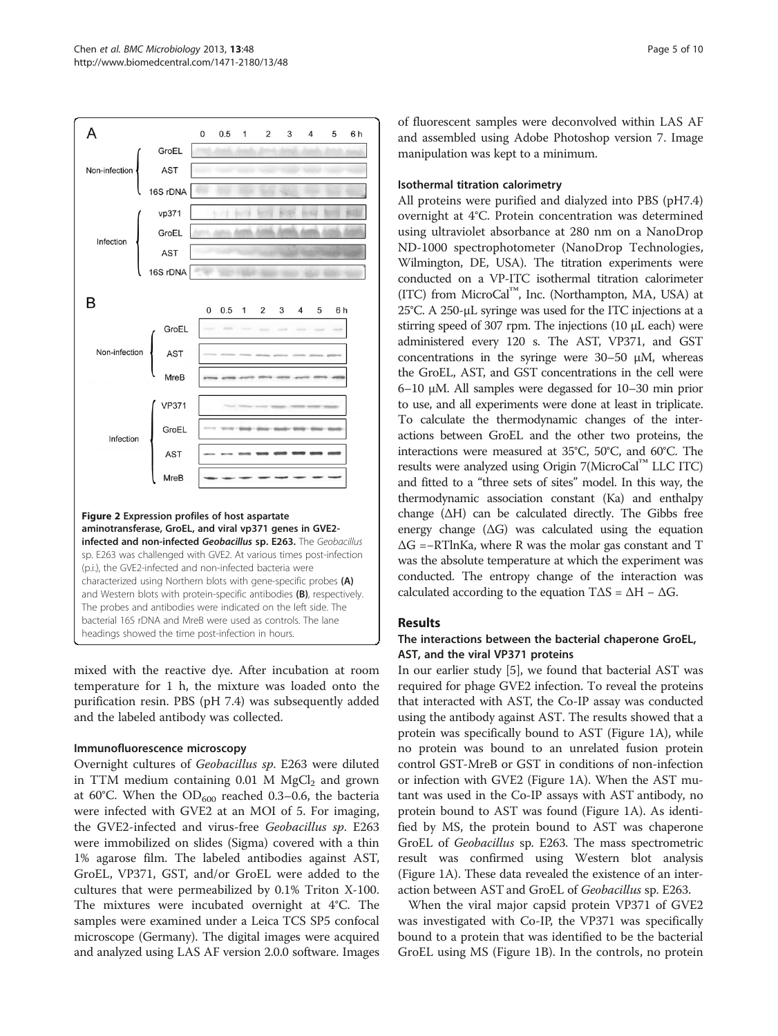Figure 2 Expression profiles of host aspartate aminotransferase, GroEL, and viral vp371 genes in GVE2-infected and non-infected *Geobacillus* sp. E263. The *Geobacillus* sp. E263 was challenged with GVE2. At various times post-infection (p.i.), the GVE2-infected and non-infected bacteria were characterized using Northern blots with gene-specific probes **(A)** and Western blots with protein-specific antibodies **(B)**, respectively. The probes and antibodies were indicated on the left side. The bacterial 16S rDNA and MreB were used as controls. The lane headings showed the time post-infection in hours.

mixed with the reactive dye. After incubation at room temperature for 1 h, the mixture was loaded onto the purification resin. PBS (pH 7.4) was subsequently added and the labeled antibody was collected.

#### Immunofluorescence microscopy

Overnight cultures of *Geobacillus sp.* E263 were diluted in TTM medium containing 0.01 M $MgCl_2$ and grown at 60°C. When the $OD_{600}$ reached 0.3–0.6, the bacteria were infected with GVE2 at an MOI of 5. For imaging, the GVE2-infected and virus-free *Geobacillus sp.* E263 were immobilized on slides (Sigma) covered with a thin 1% agarose film. The labeled antibodies against AST, GroEL, VP371, GST, and/or GroEL were added to the cultures that were permeabilized by 0.1% Triton X-100. The mixtures were incubated overnight at 4°C. The samples were examined under a Leica TCS SP5 confocal microscope (Germany). The digital images were acquired and analyzed using LAS AF version 2.0.0 software. Images of fluorescent samples were deconvolved within LAS AF and assembled using Adobe Photoshop version 7. Image manipulation was kept to a minimum.

#### Isothermal titration calorimetry

All proteins were purified and dialyzed into PBS (pH7.4) overnight at 4°C. Protein concentration was determined using ultraviolet absorbance at 280 nm on a NanoDrop ND-1000 spectrophotometer (NanoDrop Technologies, Wilmington, DE, USA). The titration experiments were conducted on a VP-ITC isothermal titration calorimeter (ITC) from MicroCal™, Inc. (Northampton, MA, USA) at 25°C. A 250-μL syringe was used for the ITC injections at a stirring speed of 307 rpm. The injections (10 μL each) were administered every 120 s. The AST, VP371, and GST concentrations in the syringe were 30–50 μM, whereas the GroEL, AST, and GST concentrations in the cell were 6–10 μM. All samples were degassed for 10–30 min prior to use, and all experiments were done at least in triplicate. To calculate the thermodynamic changes of the interactions between GroEL and the other two proteins, the interactions were measured at 35°C, 50°C, and 60°C. The results were analyzed using Origin 7(MicroCal™ LLC ITC) and fitted to a "three sets of sites" model. In this way, the thermodynamic association constant (Ka) and enthalpy change (ΔH) can be calculated directly. The Gibbs free energy change (ΔG) was calculated using the equation $\Delta G = -RT\ln Ka$, where R was the molar gas constant and T was the absolute temperature at which the experiment was conducted. The entropy change of the interaction was calculated according to the equation $T\Delta S = \Delta H - \Delta G$.

## Results

### The interactions between the bacterial chaperone GroEL, AST, and the viral VP371 proteins

In our earlier study [5], we found that bacterial AST was required for phage GVE2 infection. To reveal the proteins that interacted with AST, the Co-IP assay was conducted using the antibody against AST. The results showed that a protein was specifically bound to AST (Figure 1A), while no protein was bound to an unrelated fusion protein control GST-MreB or GST in conditions of non-infection or infection with GVE2 (Figure 1A). When the AST mutant was used in the Co-IP assays with AST antibody, no protein bound to AST was found (Figure 1A). As identified by MS, the protein bound to AST was chaperone GroEL of *Geobacillus* sp. E263. The mass spectrometric result was confirmed using Western blot analysis (Figure 1A). These data revealed the existence of an interaction between AST and GroEL of *Geobacillus* sp. E263.

When the viral major capsid protein VP371 of GVE2 was investigated with Co-IP, the VP371 was specifically bound to a protein that was identified to be the bacterial GroEL using MS (Figure 1B). In the controls, no protein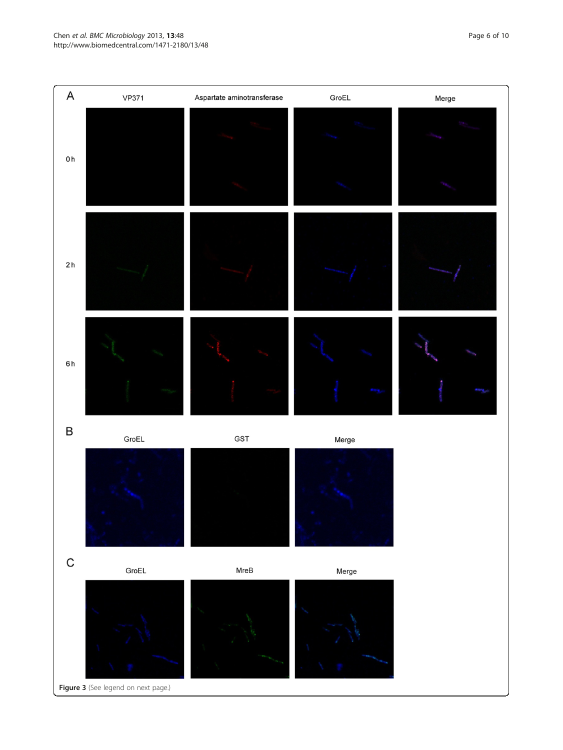**Figure 3** (See legend on next page.)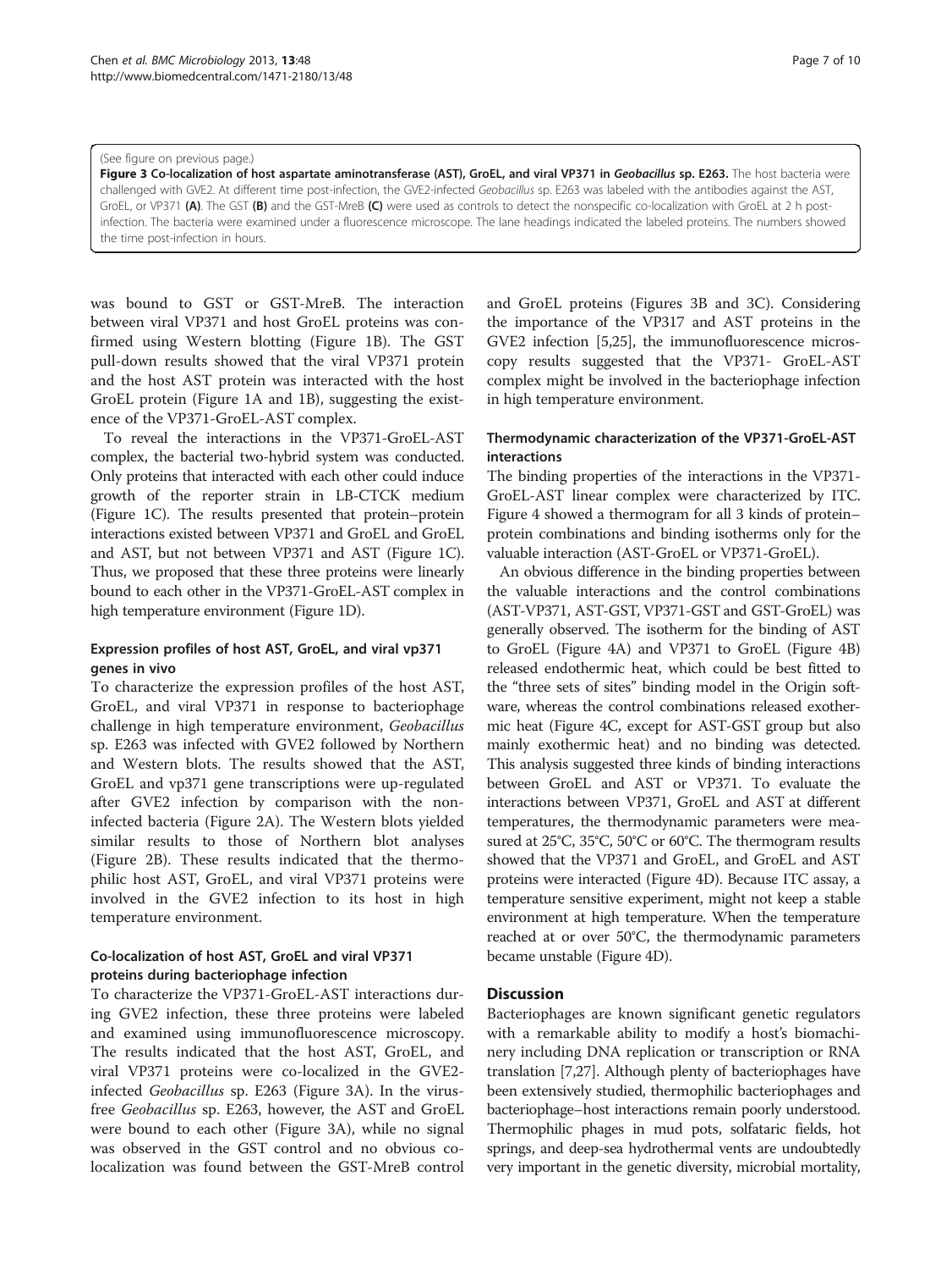(See figure on previous page.)

**Figure 3 Co-localization of host aspartate aminotransferase (AST), GroEL, and viral VP371 in *Geobacillus* sp. E263.** The host bacteria were challenged with GVE2. At different time post-infection, the GVE2-infected *Geobacillus* sp. E263 was labeled with the antibodies against the AST, GroEL, or VP371 **(A)**. The GST **(B)** and the GST-MreB **(C)** were used as controls to detect the nonspecific co-localization with GroEL at 2 h post-infection. The bacteria were examined under a fluorescence microscope. The lane headings indicated the labeled proteins. The numbers showed the time post-infection in hours.

was bound to GST or GST-MreB. The interaction between viral VP371 and host GroEL proteins was confirmed using Western blotting (Figure 1B). The GST pull-down results showed that the viral VP371 protein and the host AST protein was interacted with the host GroEL protein (Figure 1A and 1B), suggesting the existence of the VP371-GroEL-AST complex.

To reveal the interactions in the VP371-GroEL-AST complex, the bacterial two-hybrid system was conducted. Only proteins that interacted with each other could induce growth of the reporter strain in LB-CTCK medium (Figure 1C). The results presented that protein–protein interactions existed between VP371 and GroEL and GroEL and AST, but not between VP371 and AST (Figure 1C). Thus, we proposed that these three proteins were linearly bound to each other in the VP371-GroEL-AST complex in high temperature environment (Figure 1D).

### Expression profiles of host AST, GroEL, and viral vp371 genes in vivo

To characterize the expression profiles of the host AST, GroEL, and viral VP371 in response to bacteriophage challenge in high temperature environment, *Geobacillus* sp. E263 was infected with GVE2 followed by Northern and Western blots. The results showed that the AST, GroEL and vp371 gene transcriptions were up-regulated after GVE2 infection by comparison with the non-infected bacteria (Figure 2A). The Western blots yielded similar results to those of Northern blot analyses (Figure 2B). These results indicated that the thermophilic host AST, GroEL, and viral VP371 proteins were involved in the GVE2 infection to its host in high temperature environment.

### Co-localization of host AST, GroEL and viral VP371 proteins during bacteriophage infection

To characterize the VP371-GroEL-AST interactions during GVE2 infection, these three proteins were labeled and examined using immunofluorescence microscopy. The results indicated that the host AST, GroEL, and viral VP371 proteins were co-localized in the GVE2-infected *Geobacillus* sp. E263 (Figure 3A). In the virus-free *Geobacillus* sp. E263, however, the AST and GroEL were bound to each other (Figure 3A), while no signal was observed in the GST control and no obvious co-localization was found between the GST-MreB control and GroEL proteins (Figures 3B and 3C). Considering the importance of the VP317 and AST proteins in the GVE2 infection [5,25], the immunofluorescence microscopy results suggested that the VP371- GroEL-AST complex might be involved in the bacteriophage infection in high temperature environment.

### Thermodynamic characterization of the VP371-GroEL-AST interactions

The binding properties of the interactions in the VP371-GroEL-AST linear complex were characterized by ITC. Figure 4 showed a thermogram for all 3 kinds of protein–protein combinations and binding isotherms only for the valuable interaction (AST-GroEL or VP371-GroEL).

An obvious difference in the binding properties between the valuable interactions and the control combinations (AST-VP371, AST-GST, VP371-GST and GST-GroEL) was generally observed. The isotherm for the binding of AST to GroEL (Figure 4A) and VP371 to GroEL (Figure 4B) released endothermic heat, which could be best fitted to the "three sets of sites" binding model in the Origin software, whereas the control combinations released exothermic heat (Figure 4C, except for AST-GST group but also mainly exothermic heat) and no binding was detected. This analysis suggested three kinds of binding interactions between GroEL and AST or VP371. To evaluate the interactions between VP371, GroEL and AST at different temperatures, the thermodynamic parameters were measured at 25°C, 35°C, 50°C or 60°C. The thermogram results showed that the VP371 and GroEL, and GroEL and AST proteins were interacted (Figure 4D). Because ITC assay, a temperature sensitive experiment, might not keep a stable environment at high temperature. When the temperature reached at or over 50°C, the thermodynamic parameters became unstable (Figure 4D).

## Discussion

Bacteriophages are known significant genetic regulators with a remarkable ability to modify a host's biomachinery including DNA replication or transcription or RNA translation [7,27]. Although plenty of bacteriophages have been extensively studied, thermophilic bacteriophages and bacteriophage–host interactions remain poorly understood. Thermophilic phages in mud pots, solfataric fields, hot springs, and deep-sea hydrothermal vents are undoubtedly very important in the genetic diversity, microbial mortality,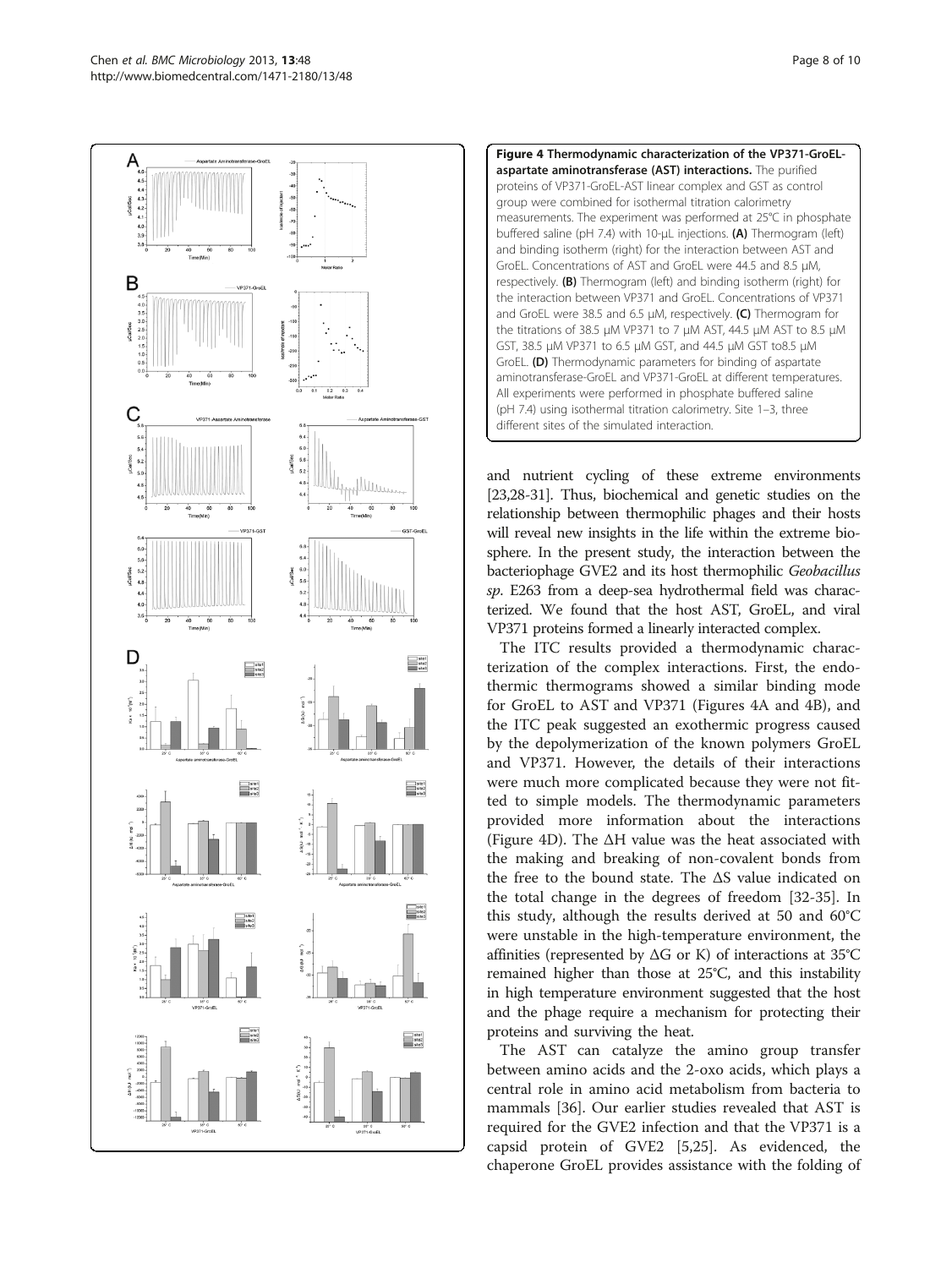**Figure 4 Thermodynamic characterization of the VP371-GroEL-aspartate aminotransferase (AST) interactions.** The purified proteins of VP371-GroEL-AST linear complex and GST as control group were combined for isothermal titration calorimetry measurements. The experiment was performed at 25°C in phosphate buffered saline (pH 7.4) with 10-μL injections. **(A)** Thermogram (left) and binding isotherm (right) for the interaction between AST and GroEL. Concentrations of AST and GroEL were 44.5 and 8.5 μM, respectively. **(B)** Thermogram (left) and binding isotherm (right) for the interaction between VP371 and GroEL. Concentrations of VP371 and GroEL were 38.5 and 6.5 μM, respectively. **(C)** Thermogram for the titrations of 38.5 μM VP371 to 7 μM AST, 44.5 μM AST to 8.5 μM GST, 38.5 μM VP371 to 6.5 μM GST, and 44.5 μM GST to8.5 μM GroEL. **(D)** Thermodynamic parameters for binding of aspartate aminotransferase-GroEL and VP371-GroEL at different temperatures. All experiments were performed in phosphate buffered saline (pH 7.4) using isothermal titration calorimetry. Site 1–3, three different sites of the simulated interaction.

and nutrient cycling of these extreme environments [23,28-31]. Thus, biochemical and genetic studies on the relationship between thermophilic phages and their hosts will reveal new insights in the life within the extreme biosphere. In the present study, the interaction between the bacteriophage GVE2 and its host thermophilic *Geobacillus sp*. E263 from a deep-sea hydrothermal field was characterized. We found that the host AST, GroEL, and viral VP371 proteins formed a linearly interacted complex.

The ITC results provided a thermodynamic characterization of the complex interactions. First, the endothermic thermograms showed a similar binding mode for GroEL to AST and VP371 (Figures 4A and 4B), and the ITC peak suggested an exothermic progress caused by the depolymerization of the known polymers GroEL and VP371. However, the details of their interactions were much more complicated because they were not fitted to simple models. The thermodynamic parameters provided more information about the interactions (Figure 4D). The ΔH value was the heat associated with the making and breaking of non-covalent bonds from the free to the bound state. The ΔS value indicated on the total change in the degrees of freedom [32-35]. In this study, although the results derived at 50 and 60°C were unstable in the high-temperature environment, the affinities (represented by ΔG or K) of interactions at 35°C remained higher than those at 25°C, and this instability in high temperature environment suggested that the host and the phage require a mechanism for protecting their proteins and surviving the heat.

The AST can catalyze the amino group transfer between amino acids and the 2-oxo acids, which plays a central role in amino acid metabolism from bacteria to mammals [36]. Our earlier studies revealed that AST is required for the GVE2 infection and that the VP371 is a capsid protein of GVE2 [5,25]. As evidenced, the chaperone GroEL provides assistance with the folding of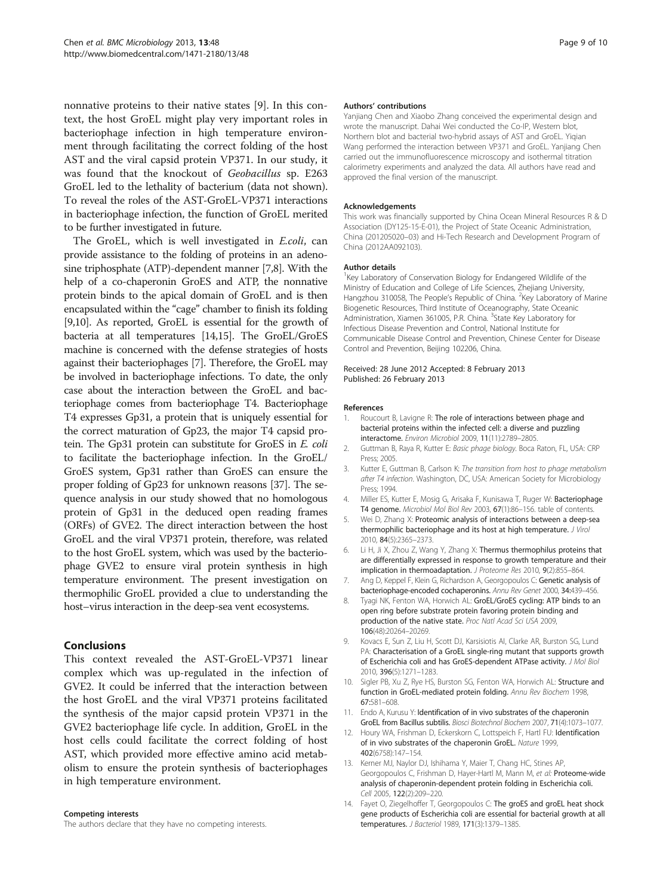nonnative proteins to their native states [9]. In this context, the host GroEL might play very important roles in bacteriophage infection in high temperature environment through facilitating the correct folding of the host AST and the viral capsid protein VP371. In our study, it was found that the knockout of *Geobacillus* sp. E263 GroEL led to the lethality of bacterium (data not shown). To reveal the roles of the AST-GroEL-VP371 interactions in bacteriophage infection, the function of GroEL merited to be further investigated in future.

The GroEL, which is well investigated in *E.coli*, can provide assistance to the folding of proteins in an adenosine triphosphate (ATP)-dependent manner [7,8]. With the help of a co-chaperonin GroES and ATP, the nonnative protein binds to the apical domain of GroEL and is then encapsulated within the "cage" chamber to finish its folding [9,10]. As reported, GroEL is essential for the growth of bacteria at all temperatures [14,15]. The GroEL/GroES machine is concerned with the defense strategies of hosts against their bacteriophages [7]. Therefore, the GroEL may be involved in bacteriophage infections. To date, the only case about the interaction between the GroEL and bacteriophage comes from bacteriophage T4. Bacteriophage T4 expresses Gp31, a protein that is uniquely essential for the correct maturation of Gp23, the major T4 capsid protein. The Gp31 protein can substitute for GroES in *E. coli* to facilitate the bacteriophage infection. In the GroEL/GroES system, Gp31 rather than GroES can ensure the proper folding of Gp23 for unknown reasons [37]. The sequence analysis in our study showed that no homologous protein of Gp31 in the deduced open reading frames (ORFs) of GVE2. The direct interaction between the host GroEL and the viral VP371 protein, therefore, was related to the host GroEL system, which was used by the bacteriophage GVE2 to ensure viral protein synthesis in high temperature environment. The present investigation on thermophilic GroEL provided a clue to understanding the host–virus interaction in the deep-sea vent ecosystems.

## Conclusions

This context revealed the AST-GroEL-VP371 linear complex which was up-regulated in the infection of GVE2. It could be inferred that the interaction between the host GroEL and the viral VP371 proteins facilitated the synthesis of the major capsid protein VP371 in the GVE2 bacteriophage life cycle. In addition, GroEL in the host cells could facilitate the correct folding of host AST, which provided more effective amino acid metabolism to ensure the protein synthesis of bacteriophages in high temperature environment.

#### Competing interests

The authors declare that they have no competing interests.

#### Authors' contributions

Yanjiang Chen and Xiaobo Zhang conceived the experimental design and wrote the manuscript. Dahai Wei conducted the Co-IP, Western blot, Northern blot and bacterial two-hybrid assays of AST and GroEL. Yiqian Wang performed the interaction between VP371 and GroEL. Yanjiang Chen carried out the immunofluorescence microscopy and isothermal titration calorimetry experiments and analyzed the data. All authors have read and approved the final version of the manuscript.

#### Acknowledgements

This work was financially supported by China Ocean Mineral Resources R & D Association (DY125-15-E-01), the Project of State Oceanic Administration, China (201205020–03) and Hi-Tech Research and Development Program of China (2012AA092103).

#### Author details

[1]Key Laboratory of Conservation Biology for Endangered Wildlife of the Ministry of Education and College of Life Sciences, Zhejiang University, Hangzhou 310058, The People's Republic of China. [2]Key Laboratory of Marine Biogenetic Resources, Third Institute of Oceanography, State Oceanic Administration, Xiamen 361005, P.R. China. [3]State Key Laboratory for Infectious Disease Prevention and Control, National Institute for Communicable Disease Control and Prevention, Chinese Center for Disease Control and Prevention, Beijing 102206, China.

Received: 28 June 2012 Accepted: 8 February 2013
Published: 26 February 2013

#### References

1. Roucourt B, Lavigne R: **The role of interactions between phage and bacterial proteins within the infected cell: a diverse and puzzling interactome.** *Environ Microbiol* 2009, **11**(11):2789–2805.
2. Guttman B, Raya R, Kutter E: *Basic phage biology*. Boca Raton, FL, USA: CRP Press; 2005.
3. Kutter E, Guttman B, Carlson K: *The transition from host to phage metabolism after T4 infection*. Washington, DC, USA: American Society for Microbiology Press; 1994.
4. Miller ES, Kutter E, Mosig G, Arisaka F, Kunisawa T, Ruger W: **Bacteriophage T4 genome.** *Microbiol Mol Biol Rev* 2003, **67**(1):86–156. table of contents.
5. Wei D, Zhang X: **Proteomic analysis of interactions between a deep-sea thermophilic bacteriophage and its host at high temperature.** *J Virol* 2010, **84**(5):2365–2373.
6. Li H, Ji X, Zhou Z, Wang Y, Zhang X: **Thermus thermophilus proteins that are differentially expressed in response to growth temperature and their implication in thermoadaptation.** *J Proteome Res* 2010, **9**(2):855–864.
7. Ang D, Keppel F, Klein G, Richardson A, Georgopoulos C: **Genetic analysis of bacteriophage-encoded cochaperonins.** *Annu Rev Genet* 2000, **34:**439–456.
8. Tyagi NK, Fenton WA, Horwich AL: **GroEL/GroES cycling: ATP binds to an open ring before substrate protein favoring protein binding and production of the native state.** *Proc Natl Acad Sci USA* 2009, **106**(48):20264–20269.
9. Kovacs E, Sun Z, Liu H, Scott DJ, Karsisiotis AI, Clarke AR, Burston SG, Lund PA: **Characterisation of a GroEL single-ring mutant that supports growth of Escherichia coli and has GroES-dependent ATPase activity.** *J Mol Biol* 2010, **396**(5):1271–1283.
10. Sigler PB, Xu Z, Rye HS, Burston SG, Fenton WA, Horwich AL: **Structure and function in GroEL-mediated protein folding.** *Annu Rev Biochem* 1998, **67:**581–608.
11. Endo A, Kurusu Y: **Identification of in vivo substrates of the chaperonin GroEL from Bacillus subtilis.** *Biosci Biotechnol Biochem* 2007, **71**(4):1073–1077.
12. Houry WA, Frishman D, Eckerskorn C, Lottspeich F, Hartl FU: **Identification of in vivo substrates of the chaperonin GroEL.** *Nature* 1999, **402**(6758):147–154.
13. Kerner MJ, Naylor DJ, Ishihama Y, Maier T, Chang HC, Stines AP, Georgopoulos C, Frishman D, Hayer-Hartl M, Mann M, *et al*: **Proteome-wide analysis of chaperonin-dependent protein folding in Escherichia coli.** *Cell* 2005, **122**(2):209–220.
14. Fayet O, Ziegelhoffer T, Georgopoulos C: **The groES and groEL heat shock gene products of Escherichia coli are essential for bacterial growth at all temperatures.** *J Bacteriol* 1989, **171**(3):1379–1385.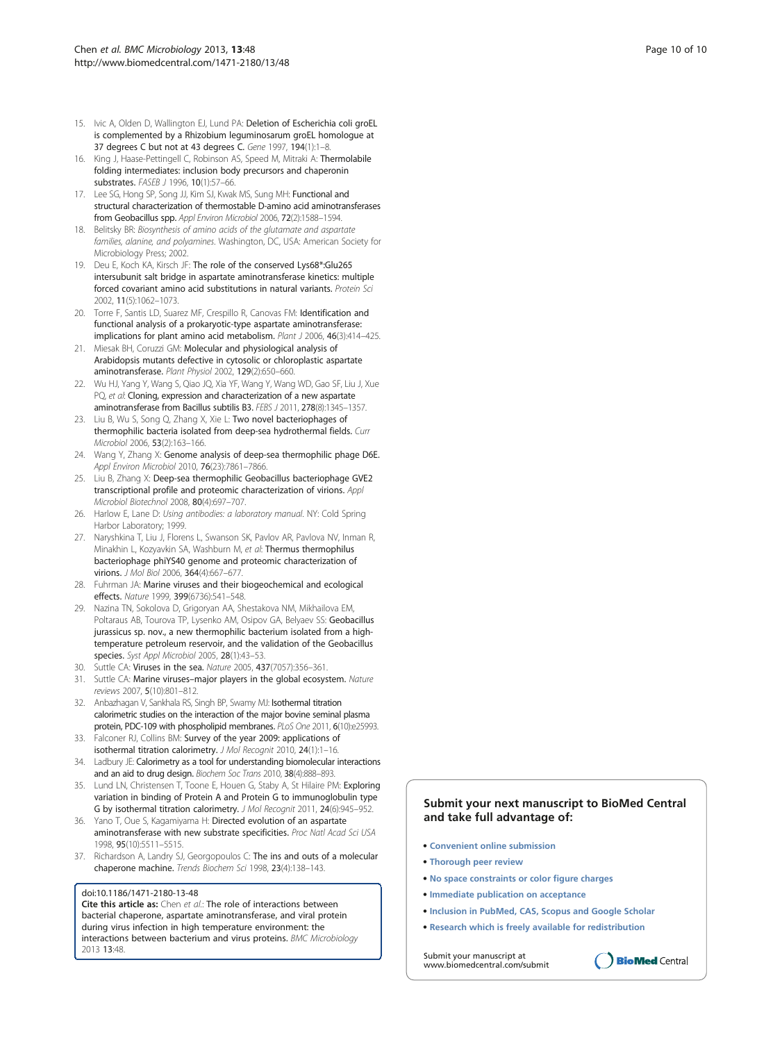15. Ivic A, Olden D, Wallington EJ, Lund PA: **Deletion of Escherichia coli groEL is complemented by a Rhizobium leguminosarum groEL homologue at 37 degrees C but not at 43 degrees C.** *Gene* 1997, **194**(1):1–8.
16. King J, Haase-Pettingell C, Robinson AS, Speed M, Mitraki A: **Thermolabile folding intermediates: inclusion body precursors and chaperonin substrates.** *FASEB J* 1996, **10**(1):57–66.
17. Lee SG, Hong SP, Song JJ, Kim SJ, Kwak MS, Sung MH: **Functional and structural characterization of thermostable D-amino acid aminotransferases from Geobacillus spp.** *Appl Environ Microbiol* 2006, **72**(2):1588–1594.
18. Belitsky BR: *Biosynthesis of amino acids of the glutamate and aspartate families, alanine, and polyamines.* Washington, DC, USA: American Society for Microbiology Press; 2002.
19. Deu E, Koch KA, Kirsch JF: **The role of the conserved Lys68*:Glu265 intersubunit salt bridge in aspartate aminotransferase kinetics: multiple forced covariant amino acid substitutions in natural variants.** *Protein Sci* 2002, **11**(5):1062–1073.
20. Torre F, Santis LD, Suarez MF, Crespillo R, Canovas FM: **Identification and functional analysis of a prokaryotic-type aspartate aminotransferase: implications for plant amino acid metabolism.** *Plant J* 2006, **46**(3):414–425.
21. Miesak BH, Coruzzi GM: **Molecular and physiological analysis of Arabidopsis mutants defective in cytosolic or chloroplastic aspartate aminotransferase.** *Plant Physiol* 2002, **129**(2):650–660.
22. Wu HJ, Yang Y, Wang S, Qiao JQ, Xia YF, Wang Y, Wang WD, Gao SF, Liu J, Xue PQ, *et al*: **Cloning, expression and characterization of a new aspartate aminotransferase from Bacillus subtilis B3.** *FEBS J* 2011, **278**(8):1345–1357.
23. Liu B, Wu S, Song Q, Zhang X, Xie L: **Two novel bacteriophages of thermophilic bacteria isolated from deep-sea hydrothermal fields.** *Curr Microbiol* 2006, **53**(2):163–166.
24. Wang Y, Zhang X: **Genome analysis of deep-sea thermophilic phage D6E.** *Appl Environ Microbiol* 2010, **76**(23):7861–7866.
25. Liu B, Zhang X: **Deep-sea thermophilic Geobacillus bacteriophage GVE2 transcriptional profile and proteomic characterization of virions.** *Appl Microbiol Biotechnol* 2008, **80**(4):697–707.
26. Harlow E, Lane D: *Using antibodies: a laboratory manual.* NY: Cold Spring Harbor Laboratory; 1999.
27. Naryshkina T, Liu J, Florens L, Swanson SK, Pavlov AR, Pavlova NV, Inman R, Minakhin L, Kozyavkin SA, Washburn M, *et al*: **Thermus thermophilus bacteriophage phiYS40 genome and proteomic characterization of virions.** *J Mol Biol* 2006, **364**(4):667–677.
28. Fuhrman JA: **Marine viruses and their biogeochemical and ecological effects.** *Nature* 1999, **399**(6736):541–548.
29. Nazina TN, Sokolova D, Grigoryan AA, Shestakova NM, Mikhailova EM, Poltaraus AB, Tourova TP, Lysenko AM, Osipov GA, Belyaev SS: **Geobacillus jurassicus sp. nov., a new thermophilic bacterium isolated from a high-temperature petroleum reservoir, and the validation of the Geobacillus species.** *Syst Appl Microbiol* 2005, **28**(1):43–53.
30. Suttle CA: **Viruses in the sea.** *Nature* 2005, **437**(7057):356–361.
31. Suttle CA: **Marine viruses–major players in the global ecosystem.** *Nature reviews* 2007, **5**(10):801–812.
32. Anbazhagan V, Sankhala RS, Singh BP, Swamy MJ: **Isothermal titration calorimetric studies on the interaction of the major bovine seminal plasma protein, PDC-109 with phospholipid membranes.** *PLoS One* 2011, **6**(10):e25993.
33. Falconer RJ, Collins BM: **Survey of the year 2009: applications of isothermal titration calorimetry.** *J Mol Recognit* 2010, **24**(1):1–16.
34. Ladbury JE: **Calorimetry as a tool for understanding biomolecular interactions and an aid to drug design.** *Biochem Soc Trans* 2010, **38**(4):888–893.
35. Lund LN, Christensen T, Toone E, Houen G, Staby A, St Hilaire PM: **Exploring variation in binding of Protein A and Protein G to immunoglobulin type G by isothermal titration calorimetry.** *J Mol Recognit* 2011, **24**(6):945–952.
36. Yano T, Oue S, Kagamiyama H: **Directed evolution of an aspartate aminotransferase with new substrate specificities.** *Proc Natl Acad Sci USA* 1998, **95**(10):5511–5515.
37. Richardson A, Landry SJ, Georgopoulos C: **The ins and outs of a molecular chaperone machine.** *Trends Biochem Sci* 1998, **23**(4):138–143.

doi:10.1186/1471-2180-13-48

**Cite this article as:** Chen *et al.*: The role of interactions between bacterial chaperone, aspartate aminotransferase, and viral protein during virus infection in high temperature environment: the interactions between bacterium and virus proteins. *BMC Microbiology* 2013 **13**:48.

**Submit your next manuscript to BioMed Central and take full advantage of:**

- **Convenient online submission**
- **Thorough peer review**
- **No space constraints or color figure charges**
- **Immediate publication on acceptance**
- **Inclusion in PubMed, CAS, Scopus and Google Scholar**
- **Research which is freely available for redistribution**

Submit your manuscript at www.biomedcentral.com/submit

BioMed Central